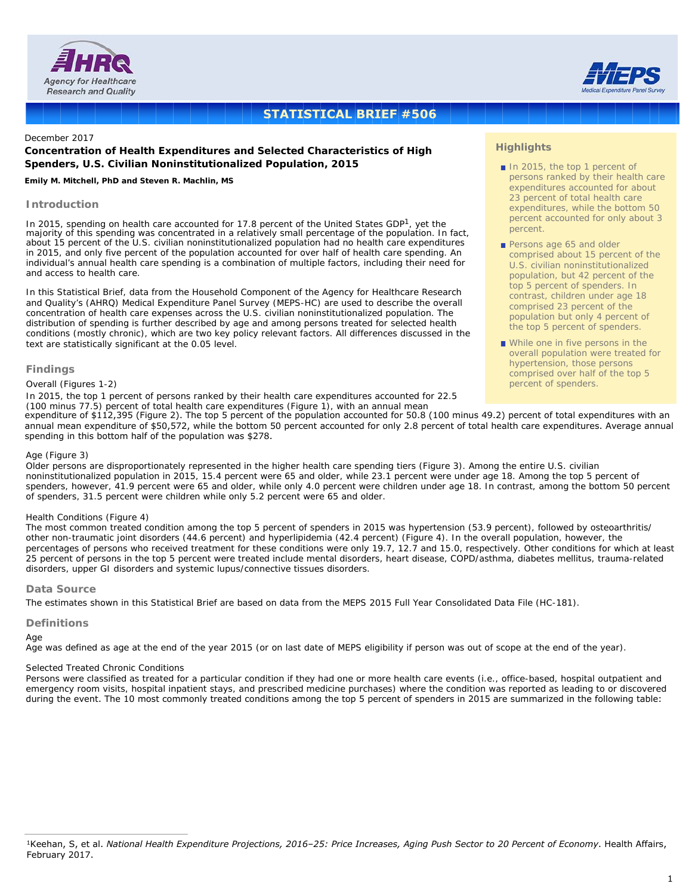STATISTICAL BRIEF #506

December 2017

**Concentration of Health Expenditures and Selected Characteristics of High Spenders, U.S. Civilian Noninstitutionalized Population, 2015**

**Emily M. Mitchell, PhD and Steven R. Machlin, MS**

## Highlights

- In 2015, the top 1 percent of persons ranked by their health care expenditures accounted for about 23 percent of total health care expenditures, while the bottom 50 percent accounted for only about 3 percent.
- Persons age 65 and older comprised about 15 percent of the U.S. civilian noninstitutionalized population, but 42 percent of the top 5 percent of spenders. In contrast, children under age 18 comprised 23 percent of the population but only 4 percent of the top 5 percent of spenders.
- While one in five persons in the overall population were treated for hypertension, those persons comprised over half of the top 5 percent of spenders.

## Introduction

In 2015, spending on health care accounted for 17.8 percent of the United States GDP[1], yet the majority of this spending was concentrated in a relatively small percentage of the population. In fact, about 15 percent of the U.S. civilian noninstitutionalized population had no health care expenditures in 2015, and only five percent of the population accounted for over half of health care spending. An individual's annual health care spending is a combination of multiple factors, including their need for and access to health care.

In this Statistical Brief, data from the Household Component of the Agency for Healthcare Research and Quality's (AHRQ) Medical Expenditure Panel Survey (MEPS-HC) are used to describe the overall concentration of health care expenses across the U.S. civilian noninstitutionalized population. The distribution of spending is further described by age and among persons treated for selected health conditions (mostly chronic), which are two key policy relevant factors. All differences discussed in the text are statistically significant at the 0.05 level.

## Findings

Overall (Figures 1-2)

In 2015, the top 1 percent of persons ranked by their health care expenditures accounted for 22.5 (100 minus 77.5) percent of total health care expenditures (Figure 1), with an annual mean expenditure of $112,395 (Figure 2). The top 5 percent of the population accounted for 50.8 (100 minus 49.2) percent of total expenditures with an annual mean expenditure of $50,572, while the bottom 50 percent accounted for only 2.8 percent of total health care expenditures. Average annual spending in this bottom half of the population was $278.

Age (Figure 3)

Older persons are disproportionately represented in the higher health care spending tiers (Figure 3). Among the entire U.S. civilian noninstitutionalized population in 2015, 15.4 percent were 65 and older, while 23.1 percent were under age 18. Among the top 5 percent of spenders, however, 41.9 percent were 65 and older, while only 4.0 percent were children under age 18. In contrast, among the bottom 50 percent of spenders, 31.5 percent were children while only 5.2 percent were 65 and older.

Health Conditions (Figure 4)

The most common treated condition among the top 5 percent of spenders in 2015 was hypertension (53.9 percent), followed by osteoarthritis/ other non-traumatic joint disorders (44.6 percent) and hyperlipidemia (42.4 percent) (Figure 4). In the overall population, however, the percentages of persons who received treatment for these conditions were only 19.7, 12.7 and 15.0, respectively. Other conditions for which at least 25 percent of persons in the top 5 percent were treated include mental disorders, heart disease, COPD/asthma, diabetes mellitus, trauma-related disorders, upper GI disorders and systemic lupus/connective tissues disorders.

## Data Source

The estimates shown in this Statistical Brief are based on data from the MEPS 2015 Full Year Consolidated Data File (HC-181).

## Definitions

Age

Age was defined as age at the end of the year 2015 (or on last date of MEPS eligibility if person was out of scope at the end of the year).

Selected Treated Chronic Conditions

Persons were classified as treated for a particular condition if they had one or more health care events (i.e., office-based, hospital outpatient and emergency room visits, hospital inpatient stays, and prescribed medicine purchases) where the condition was reported as leading to or discovered during the event. The 10 most commonly treated conditions among the top 5 percent of spenders in 2015 are summarized in the following table:

[1] Keehan, S, et al. *National Health Expenditure Projections, 2016–25: Price Increases, Aging Push Sector to 20 Percent of Economy*. Health Affairs, February 2017.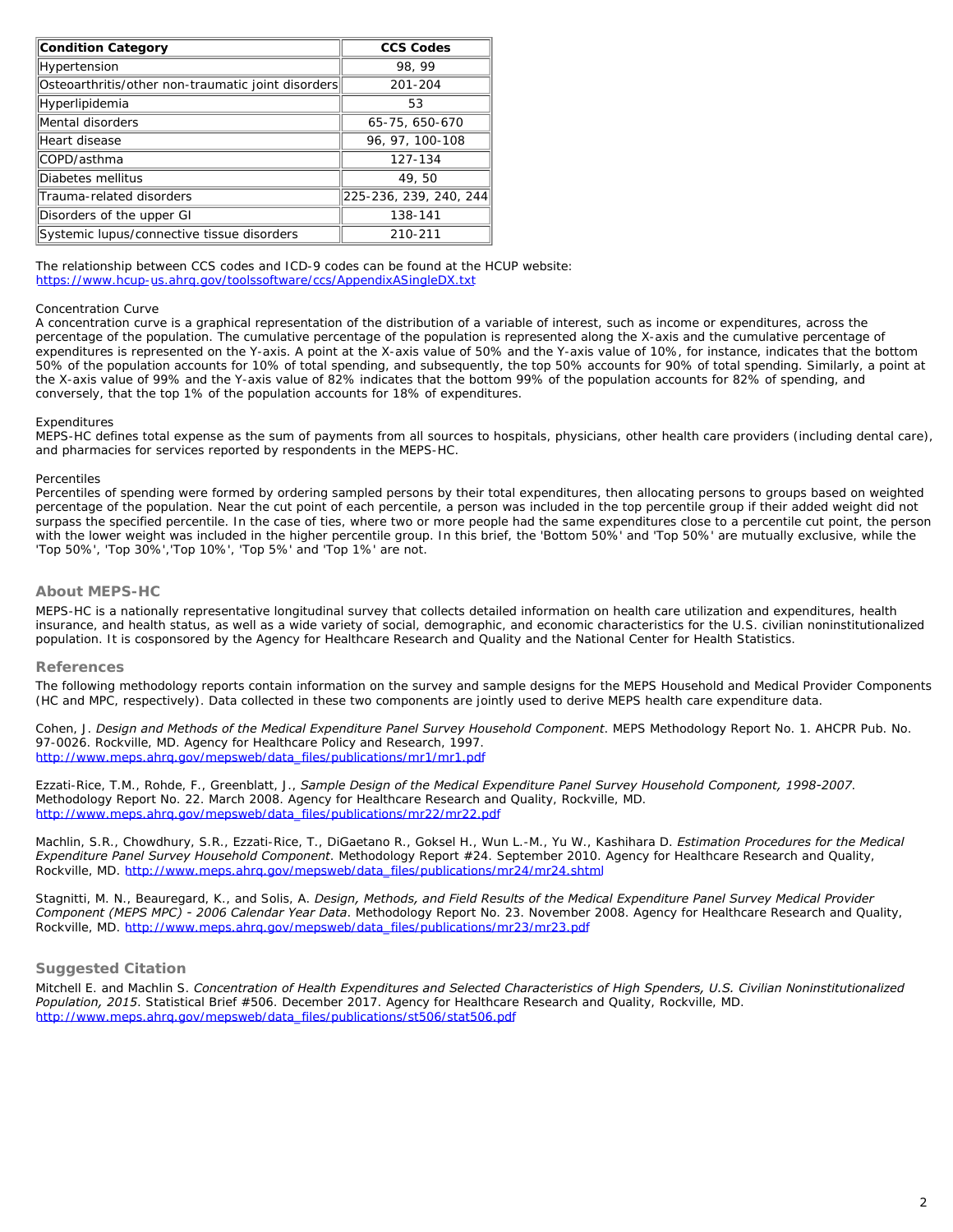| Condition Category | CCS Codes |
| --- | --- |
| Hypertension | 98, 99 |
| Osteoarthritis/other non-traumatic joint disorders | 201-204 |
| Hyperlipidemia | 53 |
| Mental disorders | 65-75, 650-670 |
| Heart disease | 96, 97, 100-108 |
| COPD/asthma | 127-134 |
| Diabetes mellitus | 49, 50 |
| Trauma-related disorders | 225-236, 239, 240, 244 |
| Disorders of the upper GI | 138-141 |
| Systemic lupus/connective tissue disorders | 210-211 |

The relationship between CCS codes and ICD-9 codes can be found at the HCUP website: [https://www.hcup-us.ahrq.gov/toolssoftware/ccs/AppendixASingleDX.txt](https://www.hcup-us.ahrq.gov/toolssoftware/ccs/AppendixASingleDX.txt)

Concentration Curve
A concentration curve is a graphical representation of the distribution of a variable of interest, such as income or expenditures, across the percentage of the population. The cumulative percentage of the population is represented along the X-axis and the cumulative percentage of expenditures is represented on the Y-axis. A point at the X-axis value of 50% and the Y-axis value of 10%, for instance, indicates that the bottom 50% of the population accounts for 10% of total spending, and subsequently, the top 50% accounts for 90% of total spending. Similarly, a point at the X-axis value of 99% and the Y-axis value of 82% indicates that the bottom 99% of the population accounts for 82% of spending, and conversely, that the top 1% of the population accounts for 18% of expenditures.

Expenditures
MEPS-HC defines total expense as the sum of payments from all sources to hospitals, physicians, other health care providers (including dental care), and pharmacies for services reported by respondents in the MEPS-HC.

Percentiles
Percentiles of spending were formed by ordering sampled persons by their total expenditures, then allocating persons to groups based on weighted percentage of the population. Near the cut point of each percentile, a person was included in the top percentile group if their added weight did not surpass the specified percentile. In the case of ties, where two or more people had the same expenditures close to a percentile cut point, the person with the lower weight was included in the higher percentile group. In this brief, the 'Bottom 50%' and 'Top 50%' are mutually exclusive, while the 'Top 50%', 'Top 30%','Top 10%', 'Top 5%' and 'Top 1%' are not.

## About MEPS-HC

MEPS-HC is a nationally representative longitudinal survey that collects detailed information on health care utilization and expenditures, health insurance, and health status, as well as a wide variety of social, demographic, and economic characteristics for the U.S. civilian noninstitutionalized population. It is cosponsored by the Agency for Healthcare Research and Quality and the National Center for Health Statistics.

## References

The following methodology reports contain information on the survey and sample designs for the MEPS Household and Medical Provider Components (HC and MPC, respectively). Data collected in these two components are jointly used to derive MEPS health care expenditure data.

Cohen, J. *Design and Methods of the Medical Expenditure Panel Survey Household Component*. MEPS Methodology Report No. 1. AHCPR Pub. No. 97-0026. Rockville, MD. Agency for Healthcare Policy and Research, 1997. [http://www.meps.ahrq.gov/mepsweb/data_files/publications/mr1/mr1.pdf](http://www.meps.ahrq.gov/mepsweb/data_files/publications/mr1/mr1.pdf)

Ezzati-Rice, T.M., Rohde, F., Greenblatt, J., *Sample Design of the Medical Expenditure Panel Survey Household Component, 1998-2007*. Methodology Report No. 22. March 2008. Agency for Healthcare Research and Quality, Rockville, MD. [http://www.meps.ahrq.gov/mepsweb/data_files/publications/mr22/mr22.pdf](http://www.meps.ahrq.gov/mepsweb/data_files/publications/mr22/mr22.pdf)

Machlin, S.R., Chowdhury, S.R., Ezzati-Rice, T., DiGaetano R., Goksel H., Wun L.-M., Yu W., Kashihara D. *Estimation Procedures for the Medical Expenditure Panel Survey Household Component*. Methodology Report #24. September 2010. Agency for Healthcare Research and Quality, Rockville, MD. [http://www.meps.ahrq.gov/mepsweb/data_files/publications/mr24/mr24.shtml](http://www.meps.ahrq.gov/mepsweb/data_files/publications/mr24/mr24.shtml)

Stagnitti, M. N., Beauregard, K., and Solis, A. *Design, Methods, and Field Results of the Medical Expenditure Panel Survey Medical Provider Component (MEPS MPC) - 2006 Calendar Year Data*. Methodology Report No. 23. November 2008. Agency for Healthcare Research and Quality, Rockville, MD. [http://www.meps.ahrq.gov/mepsweb/data_files/publications/mr23/mr23.pdf](http://www.meps.ahrq.gov/mepsweb/data_files/publications/mr23/mr23.pdf)

## Suggested Citation

Mitchell E. and Machlin S. *Concentration of Health Expenditures and Selected Characteristics of High Spenders, U.S. Civilian Noninstitutionalized Population, 2015*. Statistical Brief #506. December 2017. Agency for Healthcare Research and Quality, Rockville, MD. [http://www.meps.ahrq.gov/mepsweb/data_files/publications/st506/stat506.pdf](http://www.meps.ahrq.gov/mepsweb/data_files/publications/st506/stat506.pdf)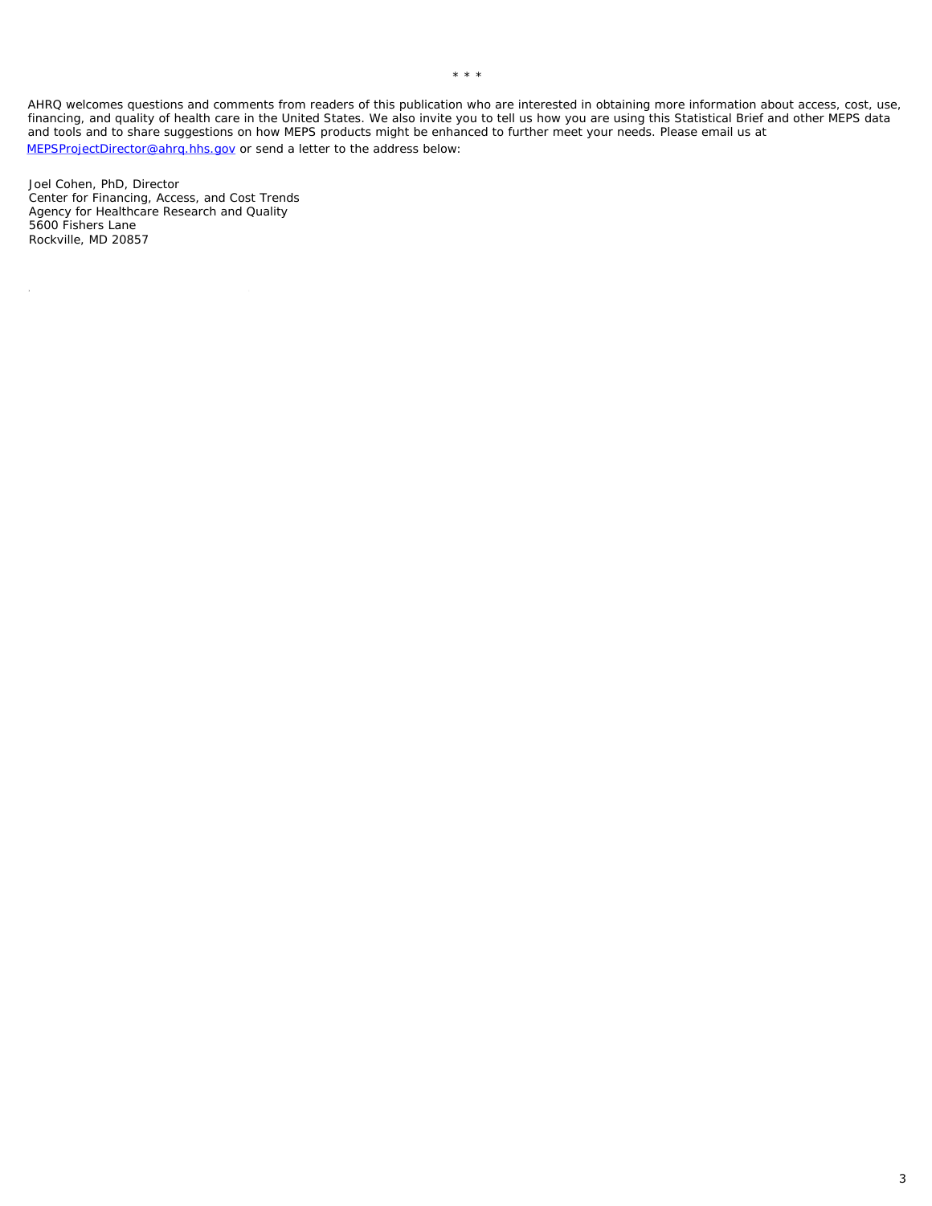\* \* \*

AHRQ welcomes questions and comments from readers of this publication who are interested in obtaining more information about access, cost, use, financing, and quality of health care in the United States. We also invite you to tell us how you are using this Statistical Brief and other MEPS data and tools and to share suggestions on how MEPS products might be enhanced to further meet your needs. Please email us at MEPSProjectDirector@ahrq.hhs.gov or send a letter to the address below:

Joel Cohen, PhD, Director
Center for Financing, Access, and Cost Trends
Agency for Healthcare Research and Quality
5600 Fishers Lane
Rockville, MD 20857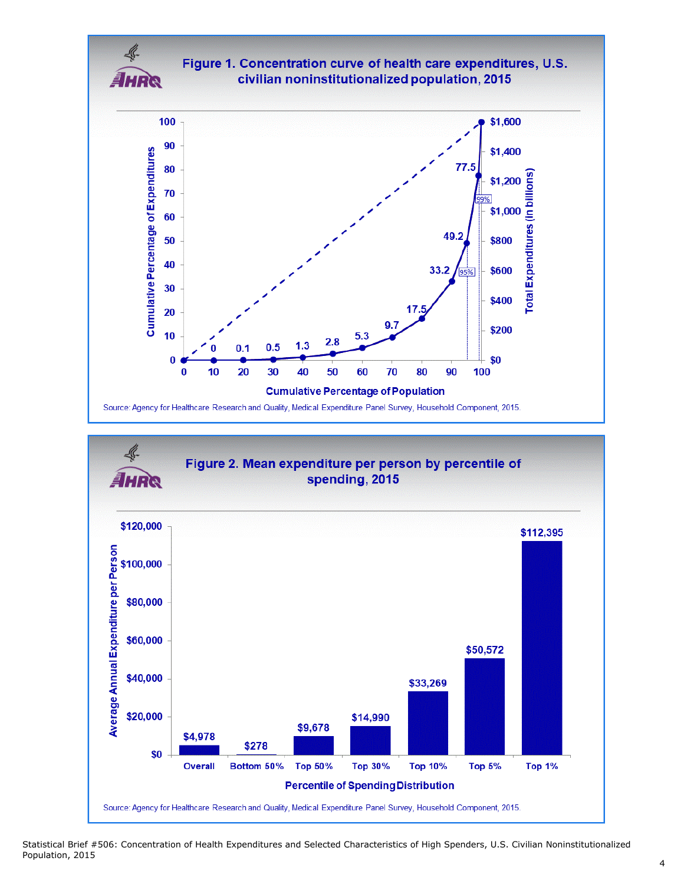## Figure 1. Concentration curve of health care expenditures, U.S. civilian noninstitutionalized population, 2015

| Cumulative Percentage of Population | Cumulative Percentage of Expenditures |
|---|---|
| 0 | 0 |
| 10 | 0 |
| 20 | 0.1 |
| 30 | 0.5 |
| 40 | 1.3 |
| 50 | 2.8 |
| 60 | 5.3 |
| 70 | 9.7 |
| 80 | 17.5 |
| 90 | 33.2 |
| 95% | 49.2 |
| 99% | 77.5 |
| 100 | 100 |

Right axis: Total Expenditures (in billions), $0 to $1,600.

Source: Agency for Healthcare Research and Quality, Medical Expenditure Panel Survey, Household Component, 2015.

## Figure 2. Mean expenditure per person by percentile of spending, 2015

| Percentile of Spending Distribution | Average Annual Expenditure per Person |
|---|---|
| Overall | $4,978 |
| Bottom 50% | $278 |
| Top 50% | $9,678 |
| Top 30% | $14,990 |
| Top 10% | $33,269 |
| Top 5% | $50,572 |
| Top 1% | $112,395 |

Source: Agency for Healthcare Research and Quality, Medical Expenditure Panel Survey, Household Component, 2015.

Statistical Brief #506: Concentration of Health Expenditures and Selected Characteristics of High Spenders, U.S. Civilian Noninstitutionalized Population, 2015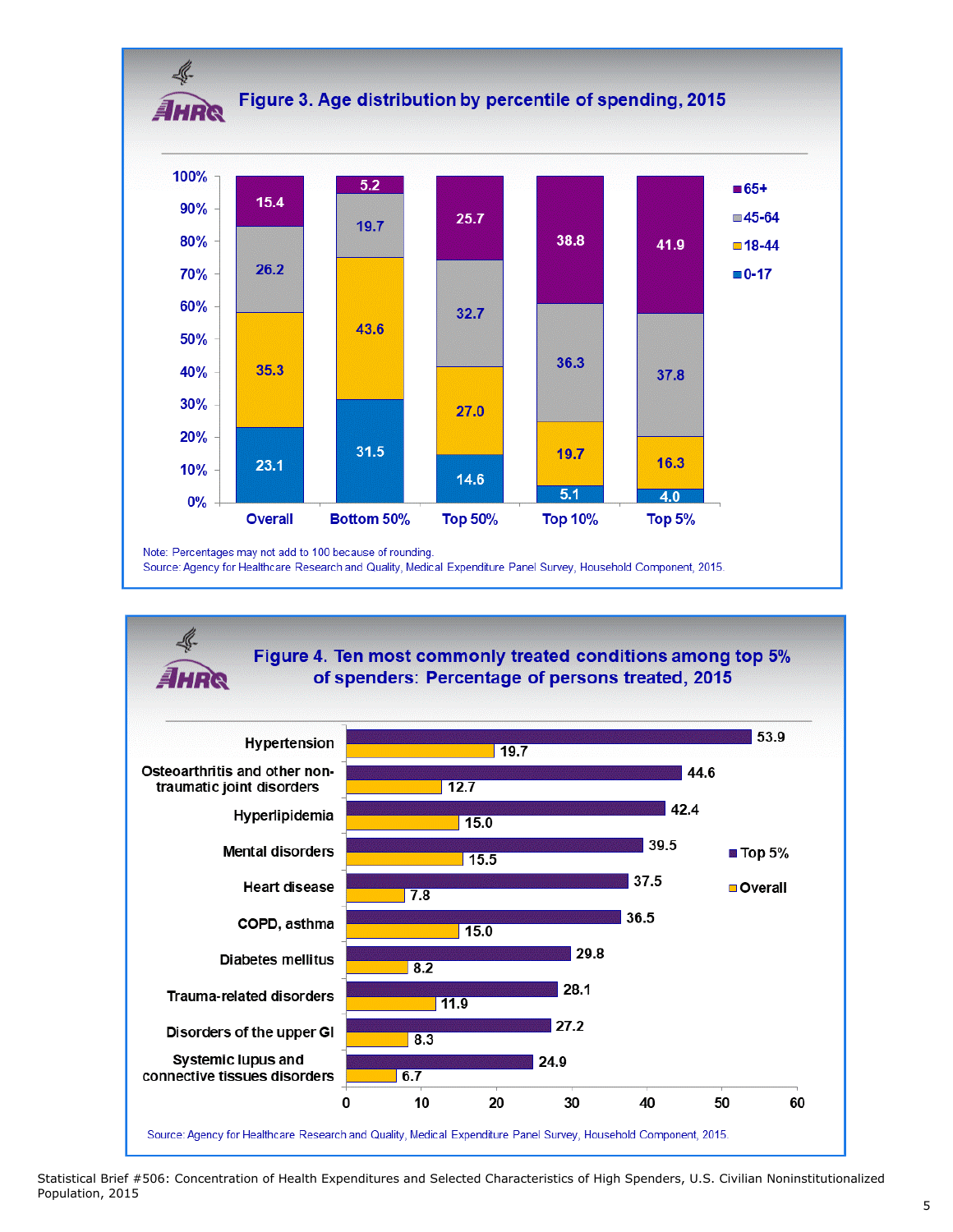## Figure 3. Age distribution by percentile of spending, 2015

100%
90%
80%
70%
60%
50%
40%
30%
20%
10%
0%

Overall: 15.4, 26.2, 35.3, 23.1
Bottom 50%: 5.2, 19.7, 43.6, 31.5
Top 50%: 25.7, 32.7, 27.0, 14.6
Top 10%: 38.8, 36.3, 19.7, 5.1
Top 5%: 41.9, 37.8, 16.3, 4.0

65+
45-64
18-44
0-17

Note: Percentages may not add to 100 because of rounding.
Source: Agency for Healthcare Research and Quality, Medical Expenditure Panel Survey, Household Component, 2015.

## Figure 4. Ten most commonly treated conditions among top 5% of spenders: Percentage of persons treated, 2015

Hypertension: 53.9, 19.7
Osteoarthritis and other non-traumatic joint disorders: 44.6, 12.7
Hyperlipidemia: 42.4, 15.0
Mental disorders: 39.5, 15.5
Heart disease: 37.5, 7.8
COPD, asthma: 36.5, 15.0
Diabetes mellitus: 29.8, 8.2
Trauma-related disorders: 28.1, 11.9
Disorders of the upper GI: 27.2, 8.3
Systemic lupus and connective tissues disorders: 24.9, 6.7

0 10 20 30 40 50 60

Top 5%
Overall

Source: Agency for Healthcare Research and Quality, Medical Expenditure Panel Survey, Household Component, 2015.